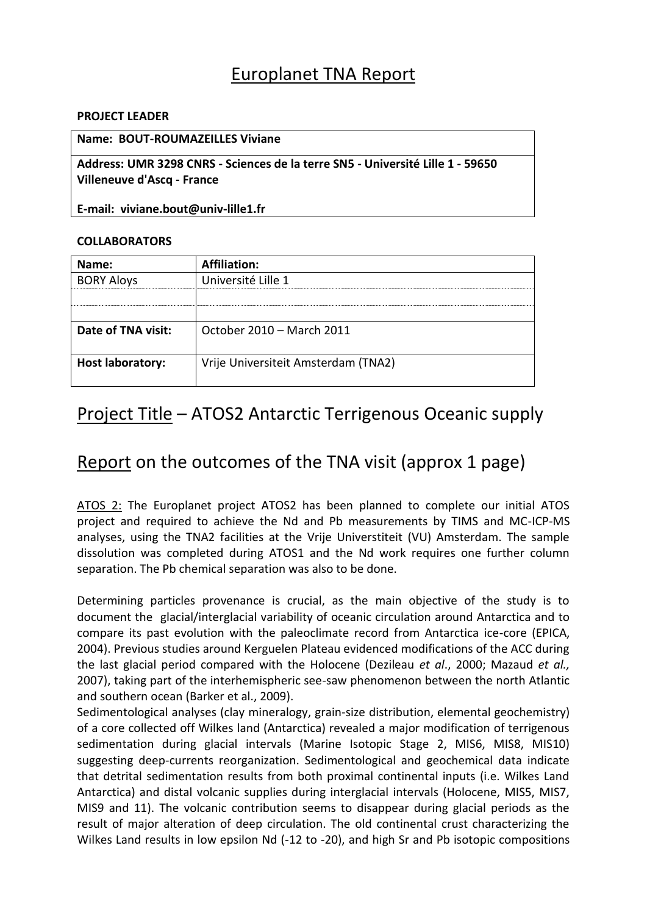# Europlanet TNA Report

**PROJECT LEADER**

| |
|---|
| **Name: BOUT-ROUMAZEILLES Viviane** |
| **Address: UMR 3298 CNRS - Sciences de la terre SN5 - Université Lille 1 - 59650 Villeneuve d'Ascq - France** |
| **E-mail: viviane.bout@univ-lille1.fr** |

**COLLABORATORS**

| **Name:** | **Affiliation:** |
|---|---|
| BORY Aloys | Université Lille 1 |
| | |
| | |
| **Date of TNA visit:** | October 2010 – March 2011 |
| **Host laboratory:** | Vrije Universiteit Amsterdam (TNA2) |

## Project Title – ATOS2 Antarctic Terrigenous Oceanic supply

## Report on the outcomes of the TNA visit (approx 1 page)

ATOS 2: The Europlanet project ATOS2 has been planned to complete our initial ATOS project and required to achieve the Nd and Pb measurements by TIMS and MC-ICP-MS analyses, using the TNA2 facilities at the Vrije Universtiteit (VU) Amsterdam. The sample dissolution was completed during ATOS1 and the Nd work requires one further column separation. The Pb chemical separation was also to be done.

Determining particles provenance is crucial, as the main objective of the study is to document the glacial/interglacial variability of oceanic circulation around Antarctica and to compare its past evolution with the paleoclimate record from Antarctica ice-core (EPICA, 2004). Previous studies around Kerguelen Plateau evidenced modifications of the ACC during the last glacial period compared with the Holocene (Dezileau *et al*., 2000; Mazaud *et al.,* 2007), taking part of the interhemispheric see-saw phenomenon between the north Atlantic and southern ocean (Barker et al., 2009).
Sedimentological analyses (clay mineralogy, grain-size distribution, elemental geochemistry) of a core collected off Wilkes land (Antarctica) revealed a major modification of terrigenous sedimentation during glacial intervals (Marine Isotopic Stage 2, MIS6, MIS8, MIS10) suggesting deep-currents reorganization. Sedimentological and geochemical data indicate that detrital sedimentation results from both proximal continental inputs (i.e. Wilkes Land Antarctica) and distal volcanic supplies during interglacial intervals (Holocene, MIS5, MIS7, MIS9 and 11). The volcanic contribution seems to disappear during glacial periods as the result of major alteration of deep circulation. The old continental crust characterizing the Wilkes Land results in low epsilon Nd (-12 to -20), and high Sr and Pb isotopic compositions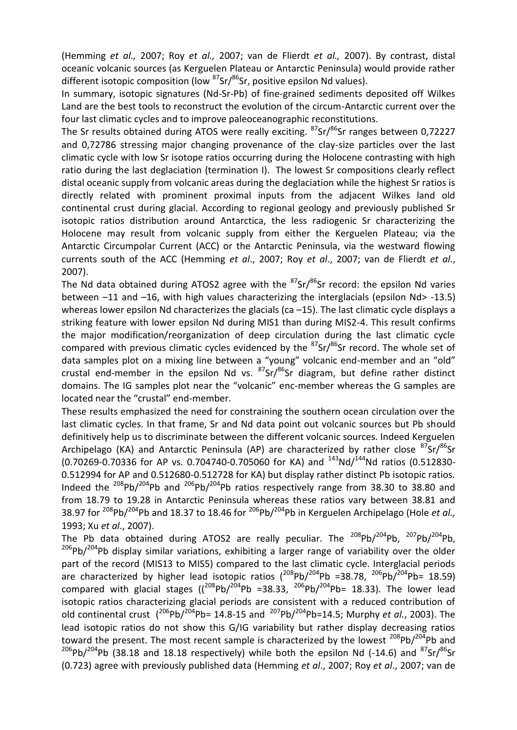(Hemming *et al.,* 2007; Roy *et al.,* 2007; van de Flierdt *et al.,* 2007). By contrast, distal oceanic volcanic sources (as Kerguelen Plateau or Antarctic Peninsula) would provide rather different isotopic composition (low $^{87}Sr/^{86}Sr$, positive epsilon Nd values).

In summary, isotopic signatures (Nd-Sr-Pb) of fine-grained sediments deposited off Wilkes Land are the best tools to reconstruct the evolution of the circum-Antarctic current over the four last climatic cycles and to improve paleoceanographic reconstitutions.

The Sr results obtained during ATOS were really exciting. $^{87}Sr/^{86}Sr$ ranges between 0,72227 and 0,72786 stressing major changing provenance of the clay-size particles over the last climatic cycle with low Sr isotope ratios occurring during the Holocene contrasting with high ratio during the last deglaciation (termination I). The lowest Sr compositions clearly reflect distal oceanic supply from volcanic areas during the deglaciation while the highest Sr ratios is directly related with prominent proximal inputs from the adjacent Wilkes land old continental crust during glacial. According to regional geology and previously published Sr isotopic ratios distribution around Antarctica, the less radiogenic Sr characterizing the Holocene may result from volcanic supply from either the Kerguelen Plateau; via the Antarctic Circumpolar Current (ACC) or the Antarctic Peninsula, via the westward flowing currents south of the ACC (Hemming *et al*., 2007; Roy *et al*., 2007; van de Flierdt *et al*., 2007).

The Nd data obtained during ATOS2 agree with the $^{87}Sr/^{86}Sr$ record: the epsilon Nd varies between –11 and –16, with high values characterizing the interglacials (epsilon Nd> -13.5) whereas lower epsilon Nd characterizes the glacials (ca –15). The last climatic cycle displays a striking feature with lower epsilon Nd during MIS1 than during MIS2-4. This result confirms the major modification/reorganization of deep circulation during the last climatic cycle compared with previous climatic cycles evidenced by the $^{87}Sr/^{86}Sr$ record. The whole set of data samples plot on a mixing line between a "young" volcanic end-member and an "old" crustal end-member in the epsilon Nd vs. $^{87}Sr/^{86}Sr$ diagram, but define rather distinct domains. The IG samples plot near the "volcanic" enc-member whereas the G samples are located near the "crustal" end-member.

These results emphasized the need for constraining the southern ocean circulation over the last climatic cycles. In that frame, Sr and Nd data point out volcanic sources but Pb should definitively help us to discriminate between the different volcanic sources. Indeed Kerguelen Archipelago (KA) and Antarctic Peninsula (AP) are characterized by rather close $^{87}Sr/^{86}Sr$ (0.70269-0.70336 for AP vs. 0.704740-0.705060 for KA) and $^{143}Nd/^{144}Nd$ ratios (0.512830-0.512994 for AP and 0.512680-0.512728 for KA) but display rather distinct Pb isotopic ratios. Indeed the $^{208}Pb/^{204}Pb$ and $^{206}Pb/^{204}Pb$ ratios respectively range from 38.30 to 38.80 and from 18.79 to 19.28 in Antarctic Peninsula whereas these ratios vary between 38.81 and 38.97 for $^{208}Pb/^{204}Pb$ and 18.37 to 18.46 for $^{206}Pb/^{204}Pb$ in Kerguelen Archipelago (Hole *et al.,* 1993; Xu *et al*., 2007).

The Pb data obtained during ATOS2 are really peculiar. The $^{208}Pb/^{204}Pb$, $^{207}Pb/^{204}Pb$, $^{206}Pb/^{204}Pb$ display similar variations, exhibiting a larger range of variability over the older part of the record (MIS13 to MIS5) compared to the last climatic cycle. Interglacial periods are characterized by higher lead isotopic ratios ($^{208}Pb/^{204}Pb$ =38.78, $^{206}Pb/^{204}Pb$= 18.59) compared with glacial stages (($^{208}Pb/^{204}Pb$ =38.33, $^{206}Pb/^{204}Pb$= 18.33). The lower lead isotopic ratios characterizing glacial periods are consistent with a reduced contribution of old continental crust ($^{206}Pb/^{204}Pb$= 14.8-15 and $^{207}Pb/^{204}Pb$=14.5; Murphy *et al.*, 2003). The lead isotopic ratios do not show this G/IG variability but rather display decreasing ratios toward the present. The most recent sample is characterized by the lowest $^{208}Pb/^{204}Pb$ and $^{206}Pb/^{204}Pb$ (38.18 and 18.18 respectively) while both the epsilon Nd (-14.6) and $^{87}Sr/^{86}Sr$ (0.723) agree with previously published data (Hemming *et al*., 2007; Roy *et al*., 2007; van de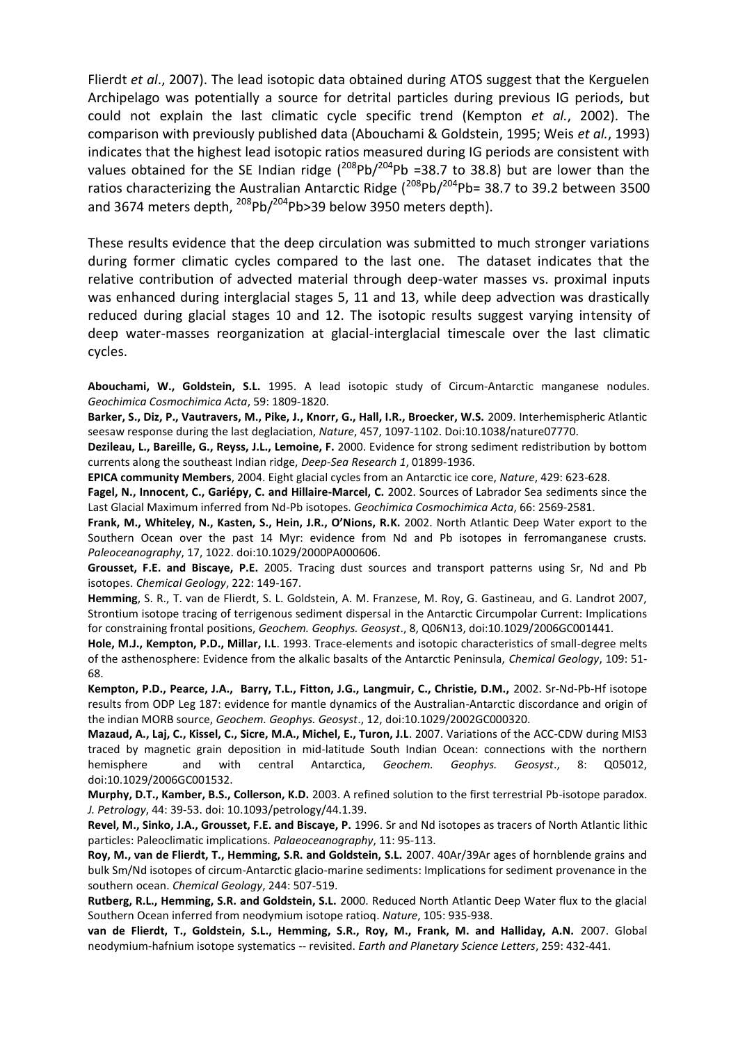Flierdt *et al*., 2007). The lead isotopic data obtained during ATOS suggest that the Kerguelen Archipelago was potentially a source for detrital particles during previous IG periods, but could not explain the last climatic cycle specific trend (Kempton *et al.*, 2002). The comparison with previously published data (Abouchami & Goldstein, 1995; Weis *et al.*, 1993) indicates that the highest lead isotopic ratios measured during IG periods are consistent with values obtained for the SE Indian ridge ($^{208}Pb/^{204}Pb$ =38.7 to 38.8) but are lower than the ratios characterizing the Australian Antarctic Ridge ($^{208}Pb/^{204}Pb$= 38.7 to 39.2 between 3500 and 3674 meters depth, $^{208}Pb/^{204}Pb$>39 below 3950 meters depth).

These results evidence that the deep circulation was submitted to much stronger variations during former climatic cycles compared to the last one. The dataset indicates that the relative contribution of advected material through deep-water masses vs. proximal inputs was enhanced during interglacial stages 5, 11 and 13, while deep advection was drastically reduced during glacial stages 10 and 12. The isotopic results suggest varying intensity of deep water-masses reorganization at glacial-interglacial timescale over the last climatic cycles.

**Abouchami, W., Goldstein, S.L.** 1995. A lead isotopic study of Circum-Antarctic manganese nodules. *Geochimica Cosmochimica Acta*, 59: 1809-1820.

**Barker, S., Diz, P., Vautravers, M., Pike, J., Knorr, G., Hall, I.R., Broecker, W.S.** 2009. Interhemispheric Atlantic seesaw response during the last deglaciation, *Nature*, 457, 1097-1102. Doi:10.1038/nature07770.

**Dezileau, L., Bareille, G., Reyss, J.L., Lemoine, F.** 2000. Evidence for strong sediment redistribution by bottom currents along the southeast Indian ridge, *Deep-Sea Research 1*, 01899-1936.

**EPICA community Members**, 2004. Eight glacial cycles from an Antarctic ice core, *Nature*, 429: 623-628.

**Fagel, N., Innocent, C., Gariépy, C. and Hillaire-Marcel, C.** 2002. Sources of Labrador Sea sediments since the Last Glacial Maximum inferred from Nd-Pb isotopes. *Geochimica Cosmochimica Acta*, 66: 2569-2581.

**Frank, M., Whiteley, N., Kasten, S., Hein, J.R., O'Nions, R.K.** 2002. North Atlantic Deep Water export to the Southern Ocean over the past 14 Myr: evidence from Nd and Pb isotopes in ferromanganese crusts. *Paleoceanography*, 17, 1022. doi:10.1029/2000PA000606.

**Grousset, F.E. and Biscaye, P.E.** 2005. Tracing dust sources and transport patterns using Sr, Nd and Pb isotopes. *Chemical Geology*, 222: 149-167.

**Hemming**, S. R., T. van de Flierdt, S. L. Goldstein, A. M. Franzese, M. Roy, G. Gastineau, and G. Landrot 2007, Strontium isotope tracing of terrigenous sediment dispersal in the Antarctic Circumpolar Current: Implications for constraining frontal positions, *Geochem. Geophys. Geosyst*., 8, Q06N13, doi:10.1029/2006GC001441.

**Hole, M.J., Kempton, P.D., Millar, I.L**. 1993. Trace-elements and isotopic characteristics of small-degree melts of the asthenosphere: Evidence from the alkalic basalts of the Antarctic Peninsula, *Chemical Geology*, 109: 51-68.

**Kempton, P.D., Pearce, J.A., Barry, T.L., Fitton, J.G., Langmuir, C., Christie, D.M.,** 2002. Sr-Nd-Pb-Hf isotope results from ODP Leg 187: evidence for mantle dynamics of the Australian-Antarctic discordance and origin of the indian MORB source, *Geochem. Geophys. Geosyst*., 12, doi:10.1029/2002GC000320.

**Mazaud, A., Laj, C., Kissel, C., Sicre, M.A., Michel, E., Turon, J.L**. 2007. Variations of the ACC-CDW during MIS3 traced by magnetic grain deposition in mid-latitude South Indian Ocean: connections with the northern hemisphere and with central Antarctica, *Geochem. Geophys. Geosyst*., 8: Q05012, doi:10.1029/2006GC001532.

**Murphy, D.T., Kamber, B.S., Collerson, K.D.** 2003. A refined solution to the first terrestrial Pb-isotope paradox. *J. Petrology*, 44: 39-53. doi: 10.1093/petrology/44.1.39.

**Revel, M., Sinko, J.A., Grousset, F.E. and Biscaye, P.** 1996. Sr and Nd isotopes as tracers of North Atlantic lithic particles: Paleoclimatic implications. *Palaeoceanography*, 11: 95-113.

**Roy, M., van de Flierdt, T., Hemming, S.R. and Goldstein, S.L.** 2007. 40Ar/39Ar ages of hornblende grains and bulk Sm/Nd isotopes of circum-Antarctic glacio-marine sediments: Implications for sediment provenance in the southern ocean. *Chemical Geology*, 244: 507-519.

**Rutberg, R.L., Hemming, S.R. and Goldstein, S.L.** 2000. Reduced North Atlantic Deep Water flux to the glacial Southern Ocean inferred from neodymium isotope ratioq. *Nature*, 105: 935-938.

**van de Flierdt, T., Goldstein, S.L., Hemming, S.R., Roy, M., Frank, M. and Halliday, A.N.** 2007. Global neodymium-hafnium isotope systematics -- revisited. *Earth and Planetary Science Letters*, 259: 432-441.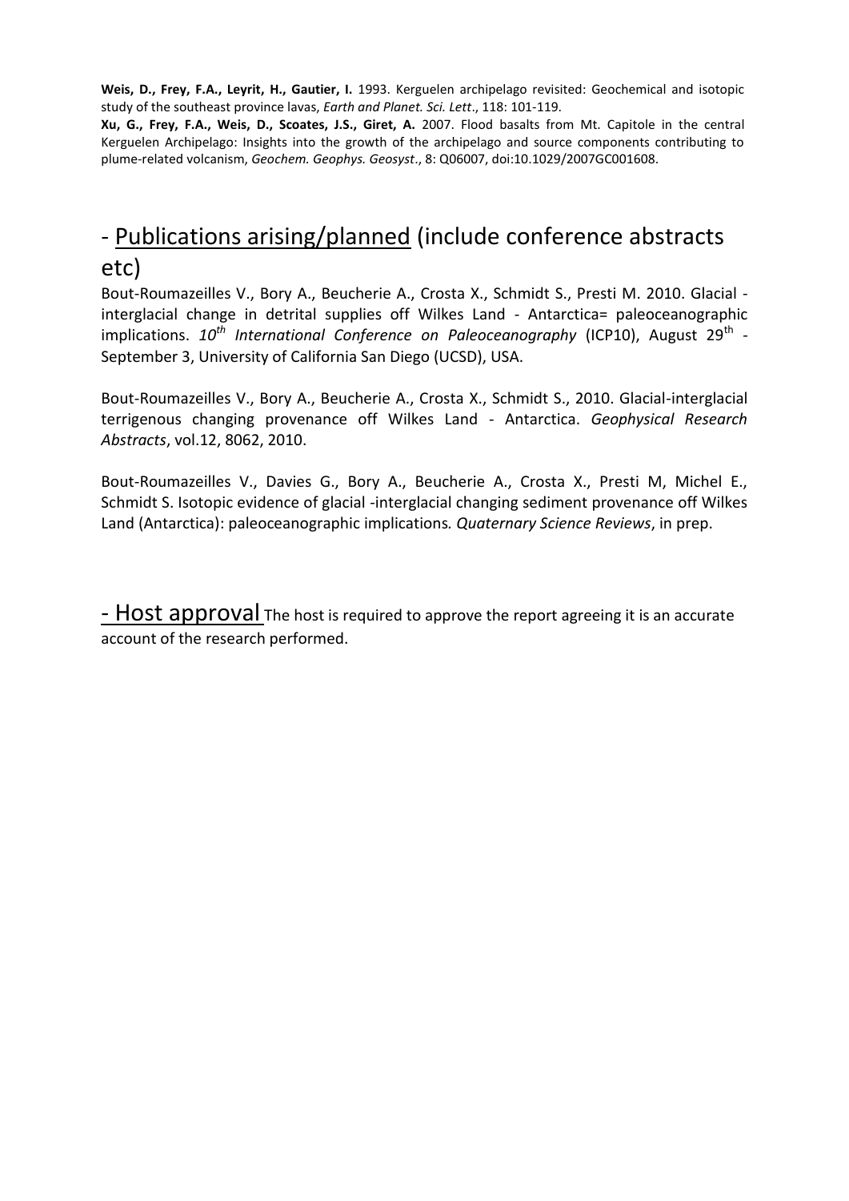**Weis, D., Frey, F.A., Leyrit, H., Gautier, I.** 1993. Kerguelen archipelago revisited: Geochemical and isotopic study of the southeast province lavas, *Earth and Planet. Sci. Lett*., 118: 101-119.

**Xu, G., Frey, F.A., Weis, D., Scoates, J.S., Giret, A.** 2007. Flood basalts from Mt. Capitole in the central Kerguelen Archipelago: Insights into the growth of the archipelago and source components contributing to plume-related volcanism, *Geochem. Geophys. Geosyst*., 8: Q06007, doi:10.1029/2007GC001608.

## - Publications arising/planned (include conference abstracts etc)

Bout-Roumazeilles V., Bory A., Beucherie A., Crosta X., Schmidt S., Presti M. 2010. Glacial - interglacial change in detrital supplies off Wilkes Land - Antarctica= paleoceanographic implications. *10th International Conference on Paleoceanography* (ICP10), August 29th - September 3, University of California San Diego (UCSD), USA.

Bout-Roumazeilles V., Bory A., Beucherie A., Crosta X., Schmidt S., 2010. Glacial-interglacial terrigenous changing provenance off Wilkes Land - Antarctica. *Geophysical Research Abstracts*, vol.12, 8062, 2010.

Bout-Roumazeilles V., Davies G., Bory A., Beucherie A., Crosta X., Presti M, Michel E., Schmidt S. Isotopic evidence of glacial -interglacial changing sediment provenance off Wilkes Land (Antarctica): paleoceanographic implications*. Quaternary Science Reviews*, in prep.

## - Host approval

The host is required to approve the report agreeing it is an accurate account of the research performed.